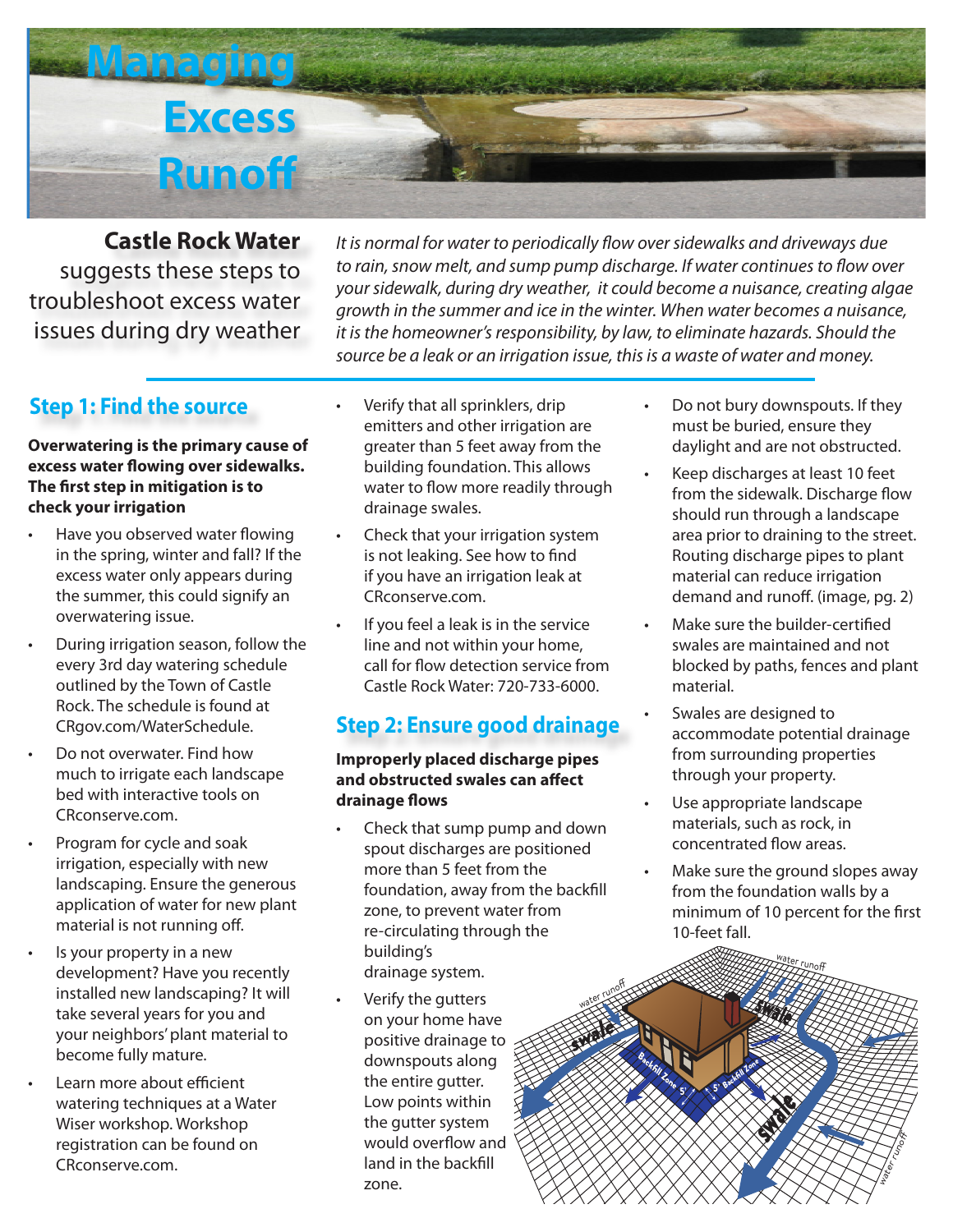# Managing Excess Runoff

**Castle Rock Water** suggests these steps to troubleshoot excess water issues during dry weather

*It is normal for water to periodically flow over sidewalks and driveways due to rain, snow melt, and sump pump discharge. If water continues to flow over your sidewalk, during dry weather, it could become a nuisance, creating algae growth in the summer and ice in the winter. When water becomes a nuisance, it is the homeowner's responsibility, by law, to eliminate hazards. Should the source be a leak or an irrigation issue, this is a waste of water and money.*

## Step 1: Find the source

**Overwatering is the primary cause of excess water flowing over sidewalks. The first step in mitigation is to check your irrigation**

- Have you observed water flowing in the spring, winter and fall? If the excess water only appears during the summer, this could signify an overwatering issue.
- During irrigation season, follow the every 3rd day watering schedule outlined by the Town of Castle Rock. The schedule is found at CRgov.com/WaterSchedule.
- Do not overwater. Find how much to irrigate each landscape bed with interactive tools on CRconserve.com.
- Program for cycle and soak irrigation, especially with new landscaping. Ensure the generous application of water for new plant material is not running off.
- Is your property in a new development? Have you recently installed new landscaping? It will take several years for you and your neighbors' plant material to become fully mature.
- Learn more about efficient watering techniques at a Water Wiser workshop. Workshop registration can be found on CRconserve.com.
- Verify that all sprinklers, drip emitters and other irrigation are greater than 5 feet away from the building foundation. This allows water to flow more readily through drainage swales.
- Check that your irrigation system is not leaking. See how to find if you have an irrigation leak at CRconserve.com.
- If you feel a leak is in the service line and not within your home, call for flow detection service from Castle Rock Water: 720-733-6000.

## Step 2: Ensure good drainage

**Improperly placed discharge pipes and obstructed swales can affect drainage flows**

- Check that sump pump and down spout discharges are positioned more than 5 feet from the foundation, away from the backfill zone, to prevent water from re-circulating through the building's drainage system.
- Verify the gutters on your home have positive drainage to downspouts along the entire gutter. Low points within the gutter system would overflow and land in the backfill zone.
- Do not bury downspouts. If they must be buried, ensure they daylight and are not obstructed.
- Keep discharges at least 10 feet from the sidewalk. Discharge flow should run through a landscape area prior to draining to the street. Routing discharge pipes to plant material can reduce irrigation demand and runoff. (image, pg. 2)
- Make sure the builder-certified swales are maintained and not blocked by paths, fences and plant material.
- Swales are designed to accommodate potential drainage from surrounding properties through your property.
- Use appropriate landscape materials, such as rock, in concentrated flow areas.
- Make sure the ground slopes away from the foundation walls by a minimum of 10 percent for the first 10-feet fall.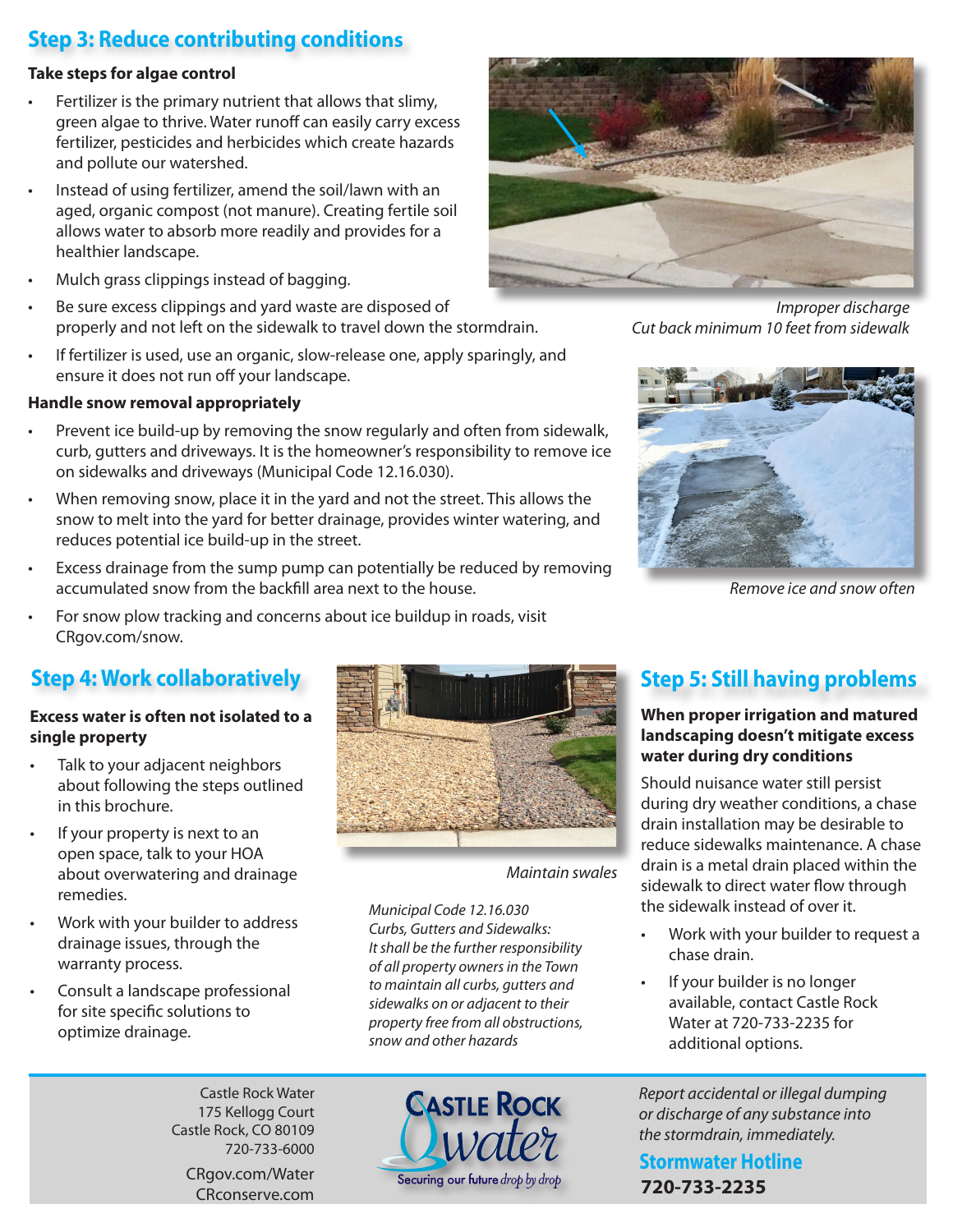## Step 3: Reduce contributing conditions

**Take steps for algae control**

- Fertilizer is the primary nutrient that allows that slimy, green algae to thrive. Water runoff can easily carry excess fertilizer, pesticides and herbicides which create hazards and pollute our watershed.
- Instead of using fertilizer, amend the soil/lawn with an aged, organic compost (not manure). Creating fertile soil allows water to absorb more readily and provides for a healthier landscape.
- Mulch grass clippings instead of bagging.
- Be sure excess clippings and yard waste are disposed of properly and not left on the sidewalk to travel down the stormdrain.
- If fertilizer is used, use an organic, slow-release one, apply sparingly, and ensure it does not run off your landscape.

*Improper discharge*
*Cut back minimum 10 feet from sidewalk*

**Handle snow removal appropriately**

- Prevent ice build-up by removing the snow regularly and often from sidewalk, curb, gutters and driveways. It is the homeowner's responsibility to remove ice on sidewalks and driveways (Municipal Code 12.16.030).
- When removing snow, place it in the yard and not the street. This allows the snow to melt into the yard for better drainage, provides winter watering, and reduces potential ice build-up in the street.
- Excess drainage from the sump pump can potentially be reduced by removing accumulated snow from the backfill area next to the house.
- For snow plow tracking and concerns about ice buildup in roads, visit CRgov.com/snow.

*Remove ice and snow often*

## Step 4: Work collaboratively

**Excess water is often not isolated to a single property**

- Talk to your adjacent neighbors about following the steps outlined in this brochure.
- If your property is next to an open space, talk to your HOA about overwatering and drainage remedies.
- Work with your builder to address drainage issues, through the warranty process.
- Consult a landscape professional for site specific solutions to optimize drainage.

*Maintain swales*

*Municipal Code 12.16.030*
*Curbs, Gutters and Sidewalks:*
*It shall be the further responsibility of all property owners in the Town to maintain all curbs, gutters and sidewalks on or adjacent to their property free from all obstructions, snow and other hazards*

## Step 5: Still having problems

**When proper irrigation and matured landscaping doesn't mitigate excess water during dry conditions**

Should nuisance water still persist during dry weather conditions, a chase drain installation may be desirable to reduce sidewalks maintenance. A chase drain is a metal drain placed within the sidewalk to direct water flow through the sidewalk instead of over it.

- Work with your builder to request a chase drain.
- If your builder is no longer available, contact Castle Rock Water at 720-733-2235 for additional options.

Castle Rock Water
175 Kellogg Court
Castle Rock, CO 80109
720-733-6000

CRgov.com/Water
CRconserve.com

Castle Rock Water
Securing our future *drop by drop*

*Report accidental or illegal dumping or discharge of any substance into the stormdrain, immediately.*

**Stormwater Hotline**
**720-733-2235**